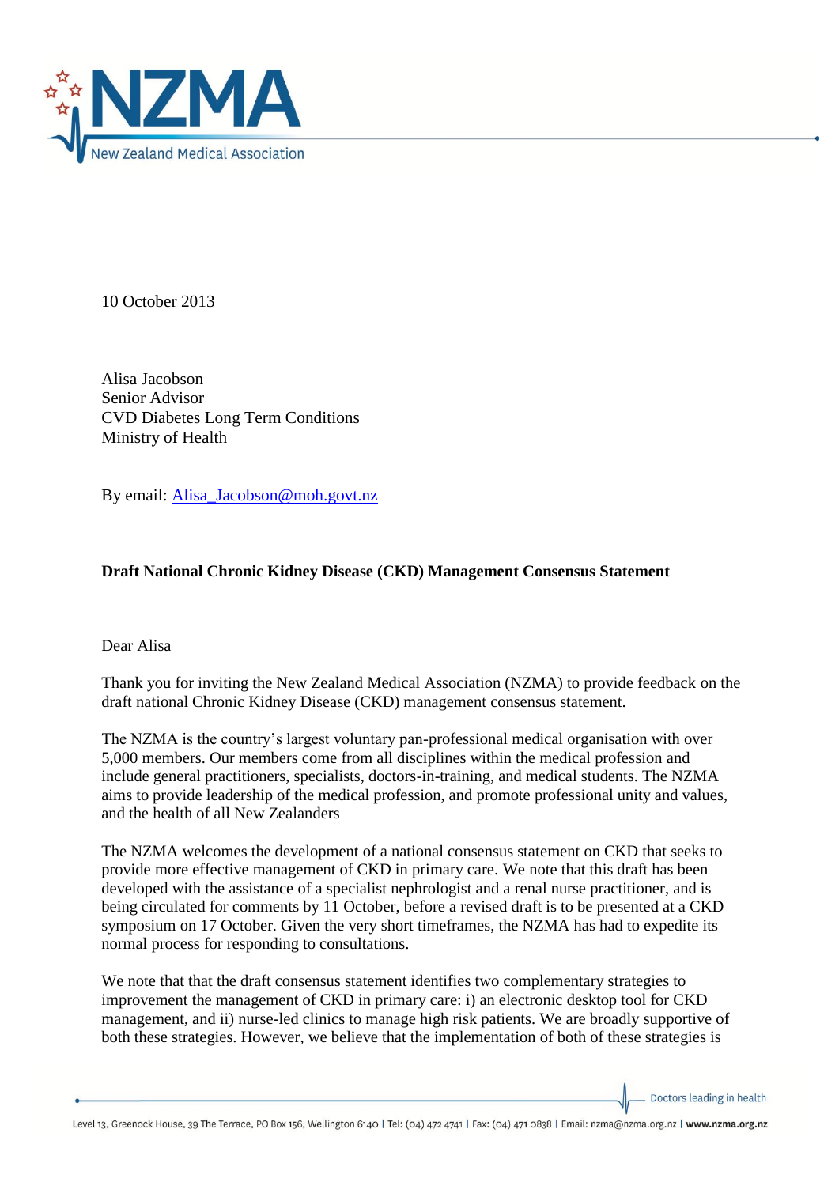10 October 2013

Alisa Jacobson
Senior Advisor
CVD Diabetes Long Term Conditions
Ministry of Health

By email: Alisa_Jacobson@moh.govt.nz

**Draft National Chronic Kidney Disease (CKD) Management Consensus Statement**

Dear Alisa

Thank you for inviting the New Zealand Medical Association (NZMA) to provide feedback on the draft national Chronic Kidney Disease (CKD) management consensus statement.

The NZMA is the country's largest voluntary pan-professional medical organisation with over 5,000 members. Our members come from all disciplines within the medical profession and include general practitioners, specialists, doctors-in-training, and medical students. The NZMA aims to provide leadership of the medical profession, and promote professional unity and values, and the health of all New Zealanders

The NZMA welcomes the development of a national consensus statement on CKD that seeks to provide more effective management of CKD in primary care. We note that this draft has been developed with the assistance of a specialist nephrologist and a renal nurse practitioner, and is being circulated for comments by 11 October, before a revised draft is to be presented at a CKD symposium on 17 October. Given the very short timeframes, the NZMA has had to expedite its normal process for responding to consultations.

We note that that the draft consensus statement identifies two complementary strategies to improvement the management of CKD in primary care: i) an electronic desktop tool for CKD management, and ii) nurse-led clinics to manage high risk patients. We are broadly supportive of both these strategies. However, we believe that the implementation of both of these strategies is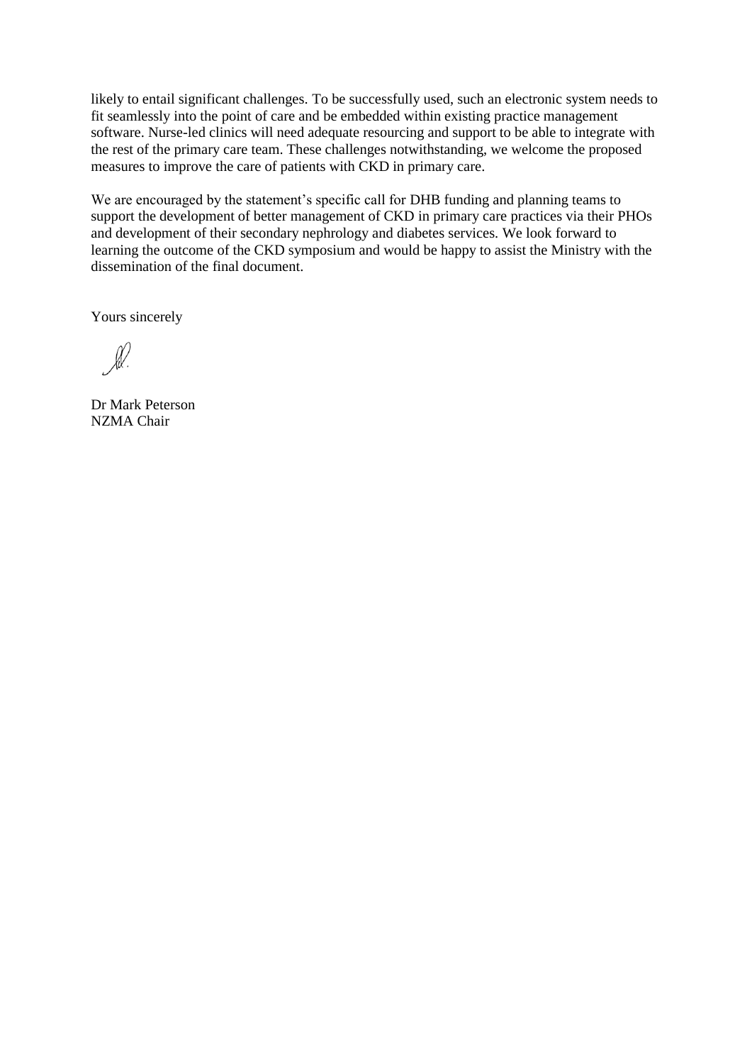likely to entail significant challenges. To be successfully used, such an electronic system needs to fit seamlessly into the point of care and be embedded within existing practice management software. Nurse-led clinics will need adequate resourcing and support to be able to integrate with the rest of the primary care team. These challenges notwithstanding, we welcome the proposed measures to improve the care of patients with CKD in primary care.

We are encouraged by the statement's specific call for DHB funding and planning teams to support the development of better management of CKD in primary care practices via their PHOs and development of their secondary nephrology and diabetes services. We look forward to learning the outcome of the CKD symposium and would be happy to assist the Ministry with the dissemination of the final document.

Yours sincerely

Dr Mark Peterson
NZMA Chair